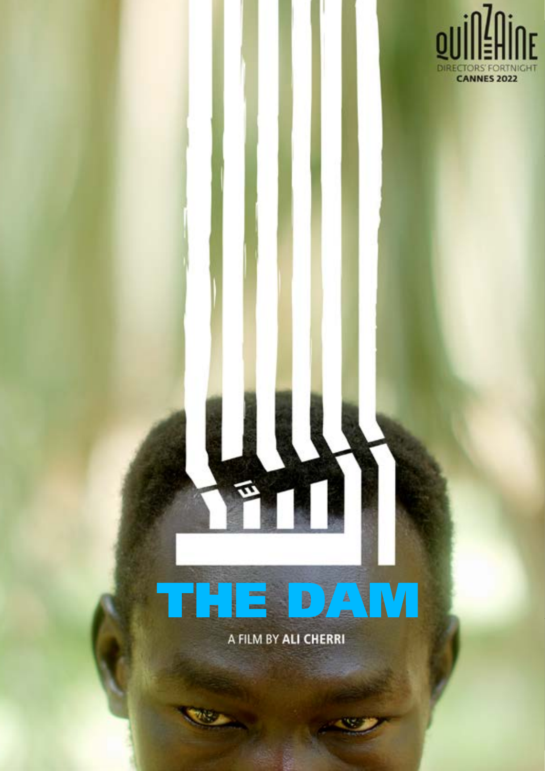QUINZAINE
DIRECTORS' FORTNIGHT
CANNES 2022

السد

# THE DAM

A FILM BY **ALI CHERRI**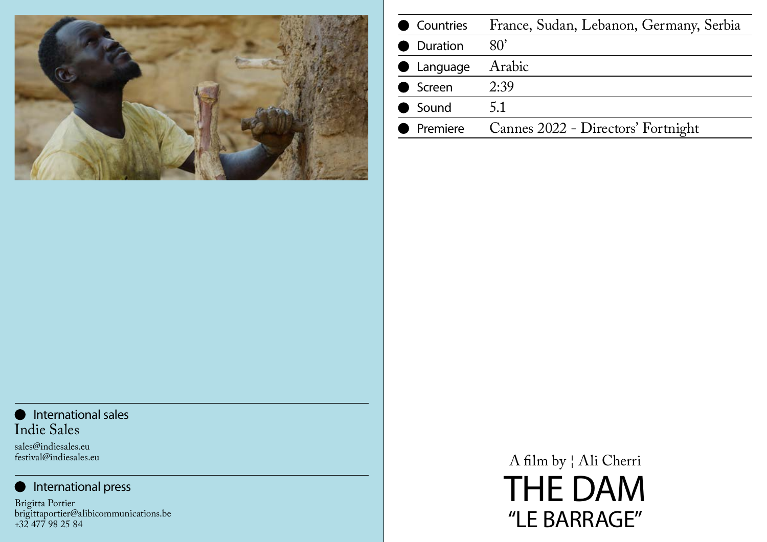| | |
|---|---|
| Countries | France, Sudan, Lebanon, Germany, Serbia |
| Duration | 80’ |
| Language | Arabic |
| Screen | 2:39 |
| Sound | 5.1 |
| Premiere | Cannes 2022 - Directors’ Fortnight |

A film by ¦ Ali Cherri

# THE DAM

## “LE BARRAGE”

**International sales**

Indie Sales

sales@indiesales.eu
festival@indiesales.eu

**International press**

Brigitta Portier
brigittaportier@alibicommunications.be
+32 477 98 25 84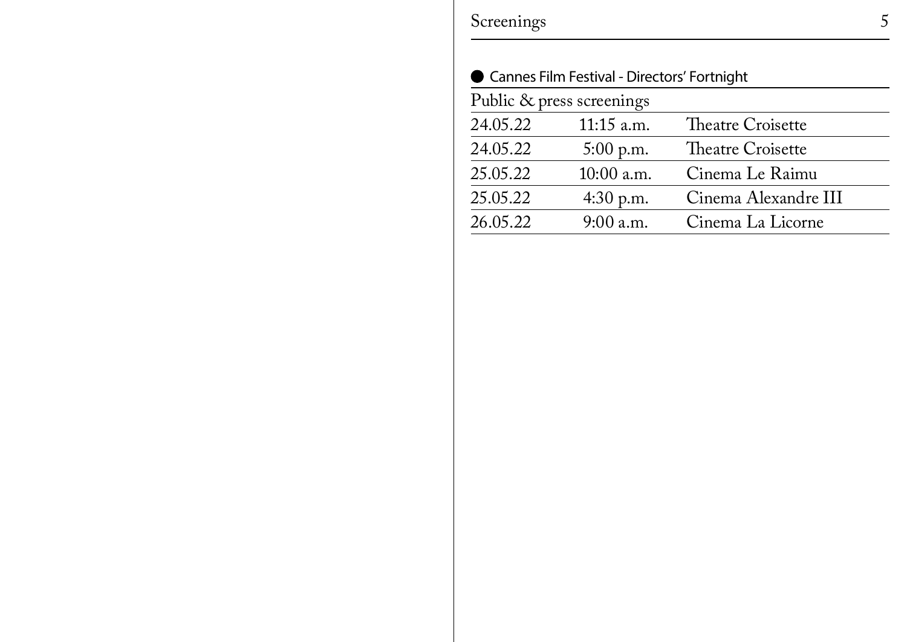# Screenings

● Cannes Film Festival - Directors' Fortnight

| Public & press screenings | | |
|---|---|---|
| 24.05.22 | 11:15 a.m. | Theatre Croisette |
| 24.05.22 | 5:00 p.m. | Theatre Croisette |
| 25.05.22 | 10:00 a.m. | Cinema Le Raimu |
| 25.05.22 | 4:30 p.m. | Cinema Alexandre III |
| 26.05.22 | 9:00 a.m. | Cinema La Licorne |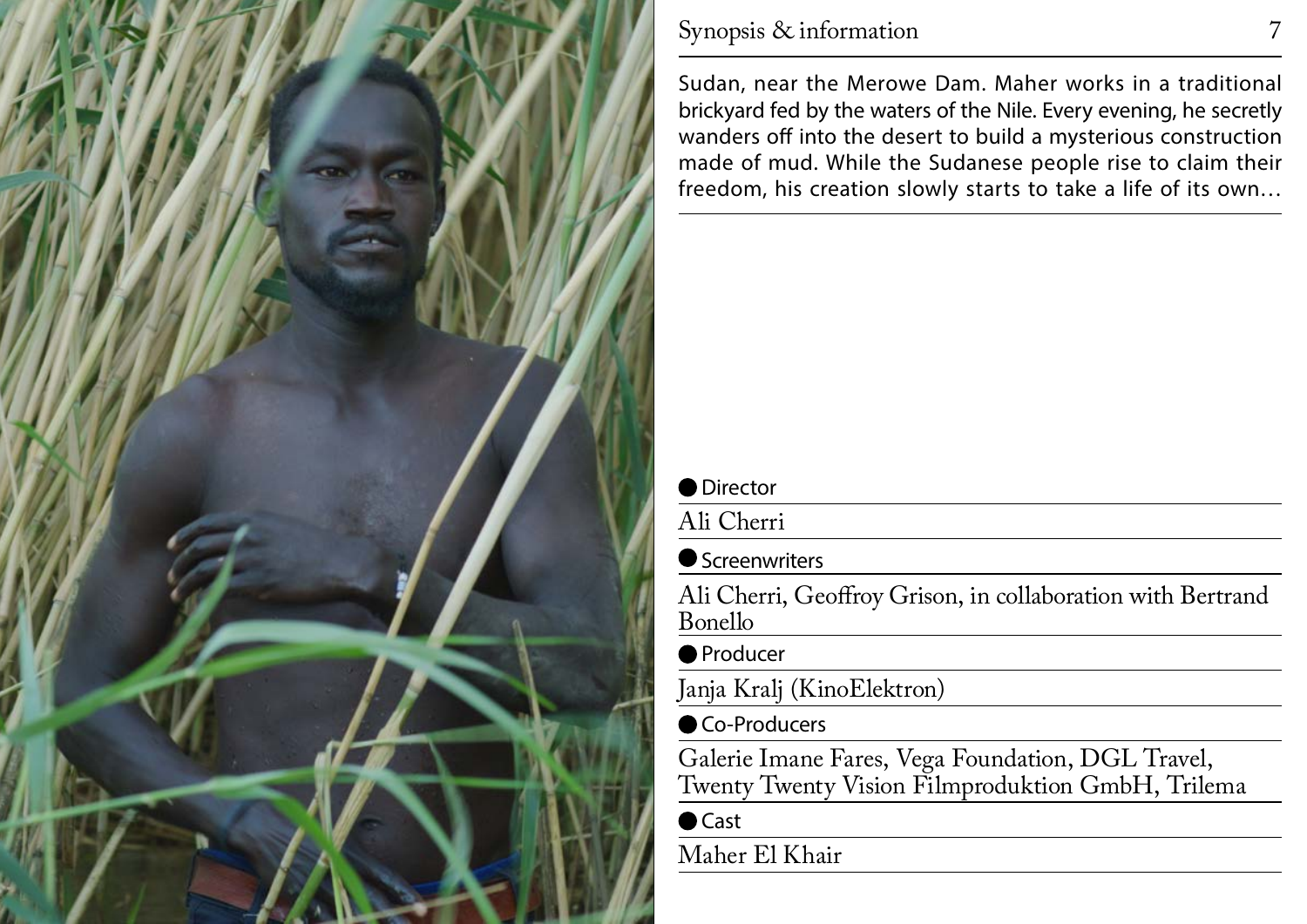## Synopsis & information

Sudan, near the Merowe Dam. Maher works in a traditional brickyard fed by the waters of the Nile. Every evening, he secretly wanders off into the desert to build a mysterious construction made of mud. While the Sudanese people rise to claim their freedom, his creation slowly starts to take a life of its own…

**Director**

Ali Cherri

**Screenwriters**

Ali Cherri, Geoffroy Grison, in collaboration with Bertrand Bonello

**Producer**

Janja Kralj (KinoElektron)

**Co-Producers**

Galerie Imane Fares, Vega Foundation, DGL Travel, Twenty Twenty Vision Filmproduktion GmbH, Trilema

**Cast**

Maher El Khair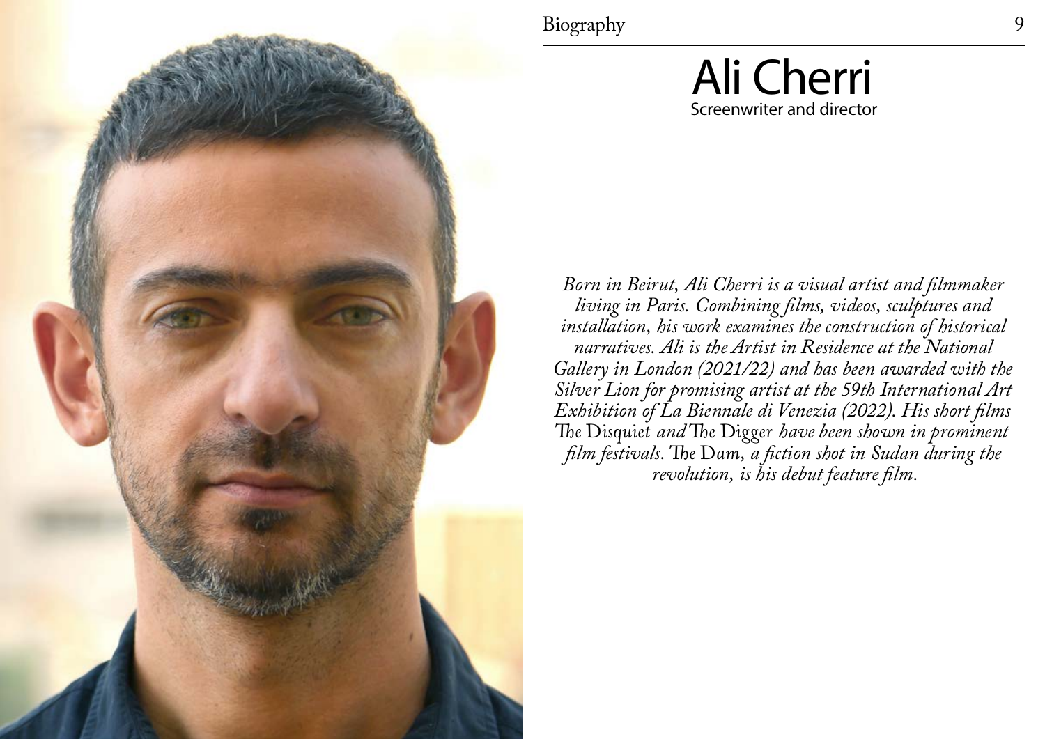# Ali Cherri

Screenwriter and director

*Born in Beirut, Ali Cherri is a visual artist and filmmaker living in Paris. Combining films, videos, sculptures and installation, his work examines the construction of historical narratives. Ali is the Artist in Residence at the National Gallery in London (2021/22) and has been awarded with the Silver Lion for promising artist at the 59th International Art Exhibition of La Biennale di Venezia (2022). His short films* The Disquiet *and* The Digger *have been shown in prominent film festivals.* The Dam, *a fiction shot in Sudan during the revolution, is his debut feature film.*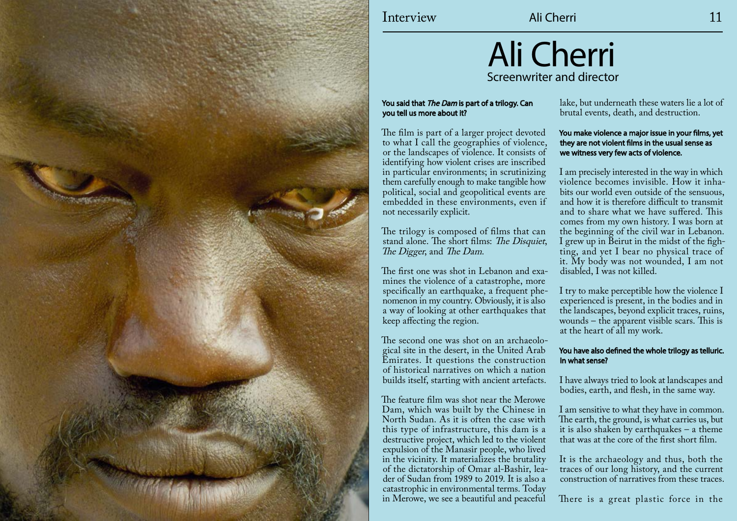# Ali Cherri

Screenwriter and director

**You said that *The Dam* is part of a trilogy. Can you tell us more about it?**

The film is part of a larger project devoted to what I call the geographies of violence, or the landscapes of violence. It consists of identifying how violent crises are inscribed in particular environments; in scrutinizing them carefully enough to make tangible how political, social and geopolitical events are embedded in these environments, even if not necessarily explicit.

The trilogy is composed of films that can stand alone. The short films: *The Disquiet*, *The Digger*, and *The Dam*.

The first one was shot in Lebanon and examines the violence of a catastrophe, more specifically an earthquake, a frequent phenomenon in my country. Obviously, it is also a way of looking at other earthquakes that keep affecting the region.

The second one was shot on an archaeological site in the desert, in the United Arab Emirates. It questions the construction of historical narratives on which a nation builds itself, starting with ancient artefacts.

The feature film was shot near the Merowe Dam, which was built by the Chinese in North Sudan. As it is often the case with this type of infrastructure, this dam is a destructive project, which led to the violent expulsion of the Manasir people, who lived in the vicinity. It materializes the brutality of the dictatorship of Omar al-Bashir, leader of Sudan from 1989 to 2019. It is also a catastrophic in environmental terms. Today in Merowe, we see a beautiful and peaceful lake, but underneath these waters lie a lot of brutal events, death, and destruction.

**You make violence a major issue in your films, yet they are not violent films in the usual sense as we witness very few acts of violence.**

I am precisely interested in the way in which violence becomes invisible. How it inhabits our world even outside of the sensuous, and how it is therefore difficult to transmit and to share what we have suffered. This comes from my own history. I was born at the beginning of the civil war in Lebanon. I grew up in Beirut in the midst of the fighting, and yet I bear no physical trace of it. My body was not wounded, I am not disabled, I was not killed.

I try to make perceptible how the violence I experienced is present, in the bodies and in the landscapes, beyond explicit traces, ruins, wounds – the apparent visible scars. This is at the heart of all my work.

**You have also defined the whole trilogy as telluric. In what sense?**

I have always tried to look at landscapes and bodies, earth, and flesh, in the same way.

I am sensitive to what they have in common. The earth, the ground, is what carries us, but it is also shaken by earthquakes – a theme that was at the core of the first short film.

It is the archaeology and thus, both the traces of our long history, and the current construction of narratives from these traces.

There is a great plastic force in the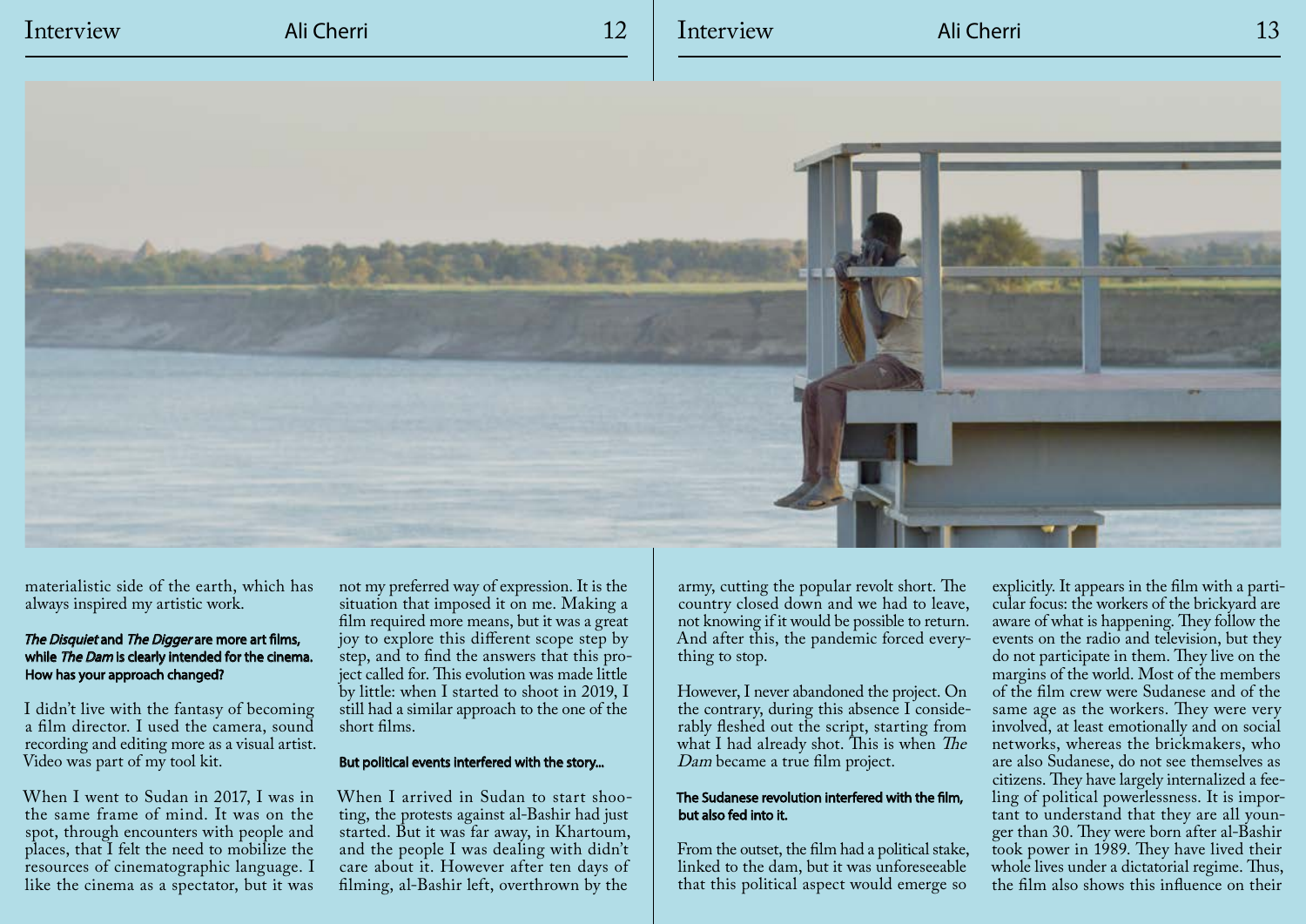materialistic side of the earth, which has always inspired my artistic work.

***The Disquiet* and *The Digger* are more art films, while *The Dam* is clearly intended for the cinema. How has your approach changed?**

I didn't live with the fantasy of becoming a film director. I used the camera, sound recording and editing more as a visual artist. Video was part of my tool kit.

When I went to Sudan in 2017, I was in the same frame of mind. It was on the spot, through encounters with people and places, that I felt the need to mobilize the resources of cinematographic language. I like the cinema as a spectator, but it was not my preferred way of expression. It is the situation that imposed it on me. Making a film required more means, but it was a great joy to explore this different scope step by step, and to find the answers that this project called for. This evolution was made little by little: when I started to shoot in 2019, I still had a similar approach to the one of the short films.

**But political events interfered with the story...**

When I arrived in Sudan to start shooting, the protests against al-Bashir had just started. But it was far away, in Khartoum, and the people I was dealing with didn't care about it. However after ten days of filming, al-Bashir left, overthrown by the army, cutting the popular revolt short. The country closed down and we had to leave, not knowing if it would be possible to return. And after this, the pandemic forced everything to stop.

However, I never abandoned the project. On the contrary, during this absence I considerably fleshed out the script, starting from what I had already shot. This is when *The Dam* became a true film project.

**The Sudanese revolution interfered with the film, but also fed into it.**

From the outset, the film had a political stake, linked to the dam, but it was unforeseeable that this political aspect would emerge so explicitly. It appears in the film with a particular focus: the workers of the brickyard are aware of what is happening. They follow the events on the radio and television, but they do not participate in them. They live on the margins of the world. Most of the members of the film crew were Sudanese and of the same age as the workers. They were very involved, at least emotionally and on social networks, whereas the brickmakers, who are also Sudanese, do not see themselves as citizens. They have largely internalized a feeling of political powerlessness. It is important to understand that they are all younger than 30. They were born after al-Bashir took power in 1989. They have lived their whole lives under a dictatorial regime. Thus, the film also shows this influence on their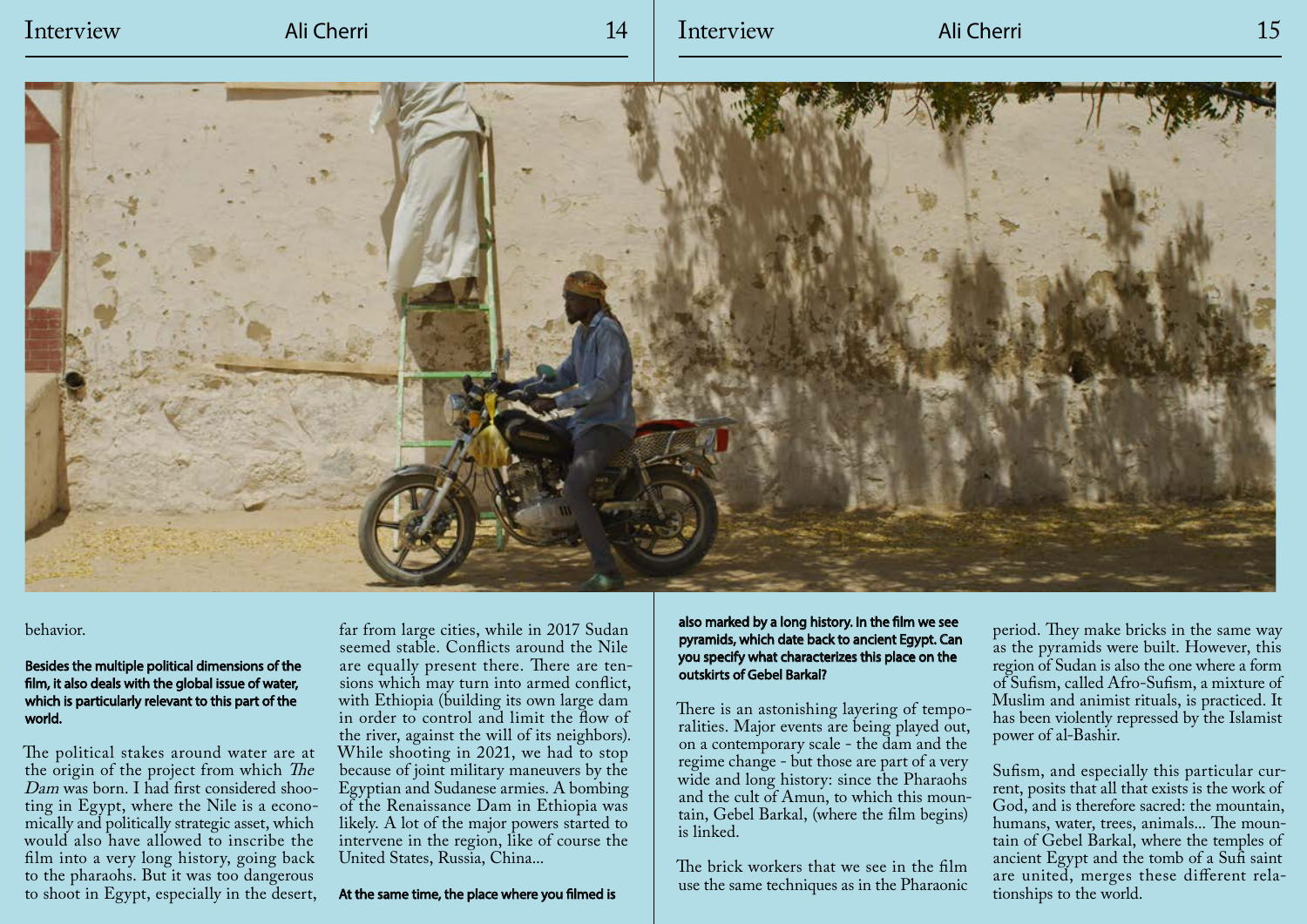behavior.

**Besides the multiple political dimensions of the film, it also deals with the global issue of water, which is particularly relevant to this part of the world.**

The political stakes around water are at the origin of the project from which *The Dam* was born. I had first considered shooting in Egypt, where the Nile is a economically and politically strategic asset, which would also have allowed to inscribe the film into a very long history, going back to the pharaohs. But it was too dangerous to shoot in Egypt, especially in the desert, far from large cities, while in 2017 Sudan seemed stable. Conflicts around the Nile are equally present there. There are tensions which may turn into armed conflict, with Ethiopia (building its own large dam in order to control and limit the flow of the river, against the will of its neighbors). While shooting in 2021, we had to stop because of joint military maneuvers by the Egyptian and Sudanese armies. A bombing of the Renaissance Dam in Ethiopia was likely. A lot of the major powers started to intervene in the region, like of course the United States, Russia, China...

**At the same time, the place where you filmed is also marked by a long history. In the film we see pyramids, which date back to ancient Egypt. Can you specify what characterizes this place on the outskirts of Gebel Barkal?**

There is an astonishing layering of temporalities. Major events are being played out, on a contemporary scale - the dam and the regime change - but those are part of a very wide and long history: since the Pharaohs and the cult of Amun, to which this mountain, Gebel Barkal, (where the film begins) is linked.

The brick workers that we see in the film use the same techniques as in the Pharaonic period. They make bricks in the same way as the pyramids were built. However, this region of Sudan is also the one where a form of Sufism, called Afro-Sufism, a mixture of Muslim and animist rituals, is practiced. It has been violently repressed by the Islamist power of al-Bashir.

Sufism, and especially this particular current, posits that all that exists is the work of God, and is therefore sacred: the mountain, humans, water, trees, animals... The mountain of Gebel Barkal, where the temples of ancient Egypt and the tomb of a Sufi saint are united, merges these different relationships to the world.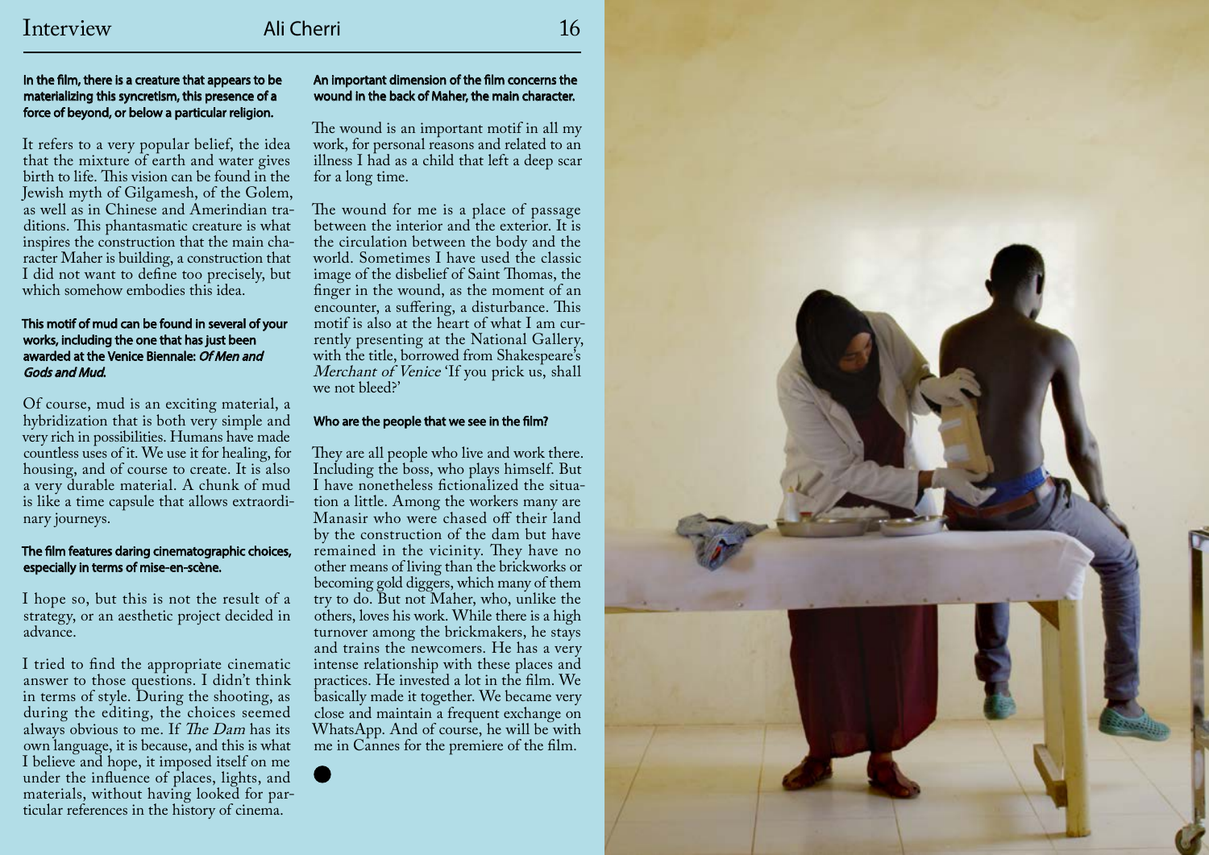**In the film, there is a creature that appears to be materializing this syncretism, this presence of a force of beyond, or below a particular religion.**

It refers to a very popular belief, the idea that the mixture of earth and water gives birth to life. This vision can be found in the Jewish myth of Gilgamesh, of the Golem, as well as in Chinese and Amerindian traditions. This phantasmatic creature is what inspires the construction that the main character Maher is building, a construction that I did not want to define too precisely, but which somehow embodies this idea.

**This motif of mud can be found in several of your works, including the one that has just been awarded at the Venice Biennale: *Of Men and Gods and Mud.***

Of course, mud is an exciting material, a hybridization that is both very simple and very rich in possibilities. Humans have made countless uses of it. We use it for healing, for housing, and of course to create. It is also a very durable material. A chunk of mud is like a time capsule that allows extraordinary journeys.

**The film features daring cinematographic choices, especially in terms of mise-en-scène.**

I hope so, but this is not the result of a strategy, or an aesthetic project decided in advance.

I tried to find the appropriate cinematic answer to those questions. I didn't think in terms of style. During the shooting, as during the editing, the choices seemed always obvious to me. If *The Dam* has its own language, it is because, and this is what I believe and hope, it imposed itself on me under the influence of places, lights, and materials, without having looked for particular references in the history of cinema.

**An important dimension of the film concerns the wound in the back of Maher, the main character.**

The wound is an important motif in all my work, for personal reasons and related to an illness I had as a child that left a deep scar for a long time.

The wound for me is a place of passage between the interior and the exterior. It is the circulation between the body and the world. Sometimes I have used the classic image of the disbelief of Saint Thomas, the finger in the wound, as the moment of an encounter, a suffering, a disturbance. This motif is also at the heart of what I am currently presenting at the National Gallery, with the title, borrowed from Shakespeare's *Merchant of Venice* 'If you prick us, shall we not bleed?'

**Who are the people that we see in the film?**

They are all people who live and work there. Including the boss, who plays himself. But I have nonetheless fictionalized the situation a little. Among the workers many are Manasir who were chased off their land by the construction of the dam but have remained in the vicinity. They have no other means of living than the brickworks or becoming gold diggers, which many of them try to do. But not Maher, who, unlike the others, loves his work. While there is a high turnover among the brickmakers, he stays and trains the newcomers. He has a very intense relationship with these places and practices. He invested a lot in the film. We basically made it together. We became very close and maintain a frequent exchange on WhatsApp. And of course, he will be with me in Cannes for the premiere of the film.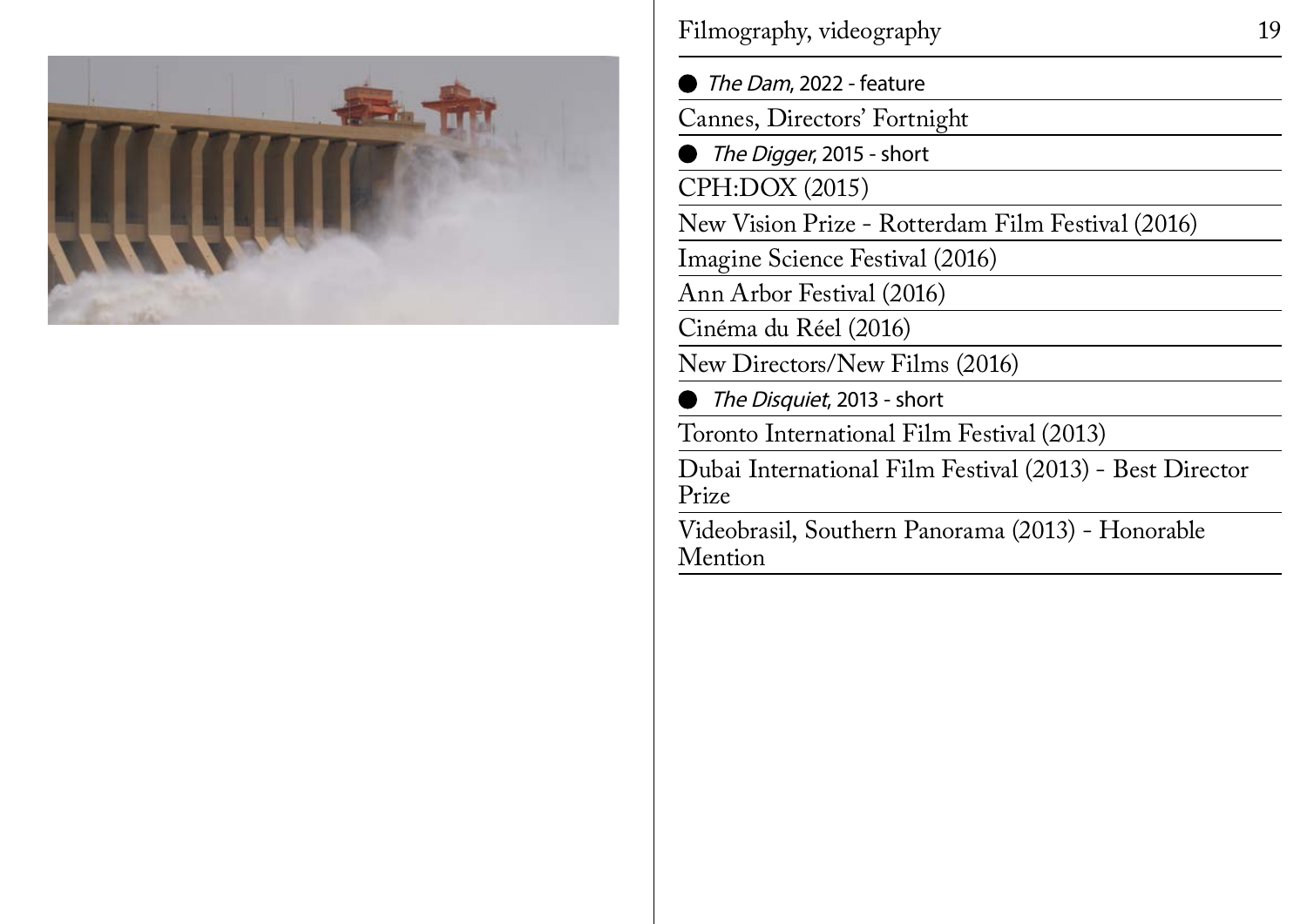## Filmography, videography

- *The Dam*, 2022 - feature

Cannes, Directors' Fortnight

- *The Digger*, 2015 - short

CPH:DOX (2015)

New Vision Prize - Rotterdam Film Festival (2016)

Imagine Science Festival (2016)

Ann Arbor Festival (2016)

Cinéma du Réel (2016)

New Directors/New Films (2016)

- *The Disquiet*, 2013 - short

Toronto International Film Festival (2013)

Dubai International Film Festival (2013) - Best Director Prize

Videobrasil, Southern Panorama (2013) - Honorable Mention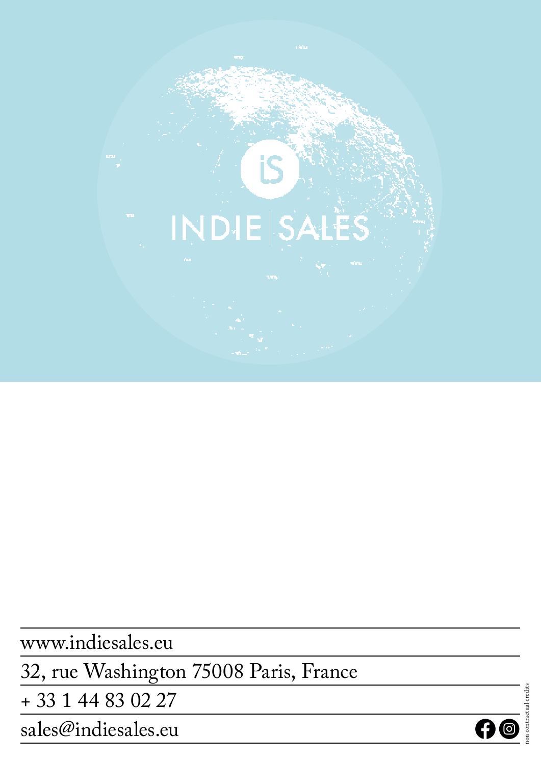INDIE | SALES

www.indiesales.eu

32, rue Washington 75008 Paris, France

+ 33 1 44 83 02 27

sales@indiesales.eu

non contractual credits